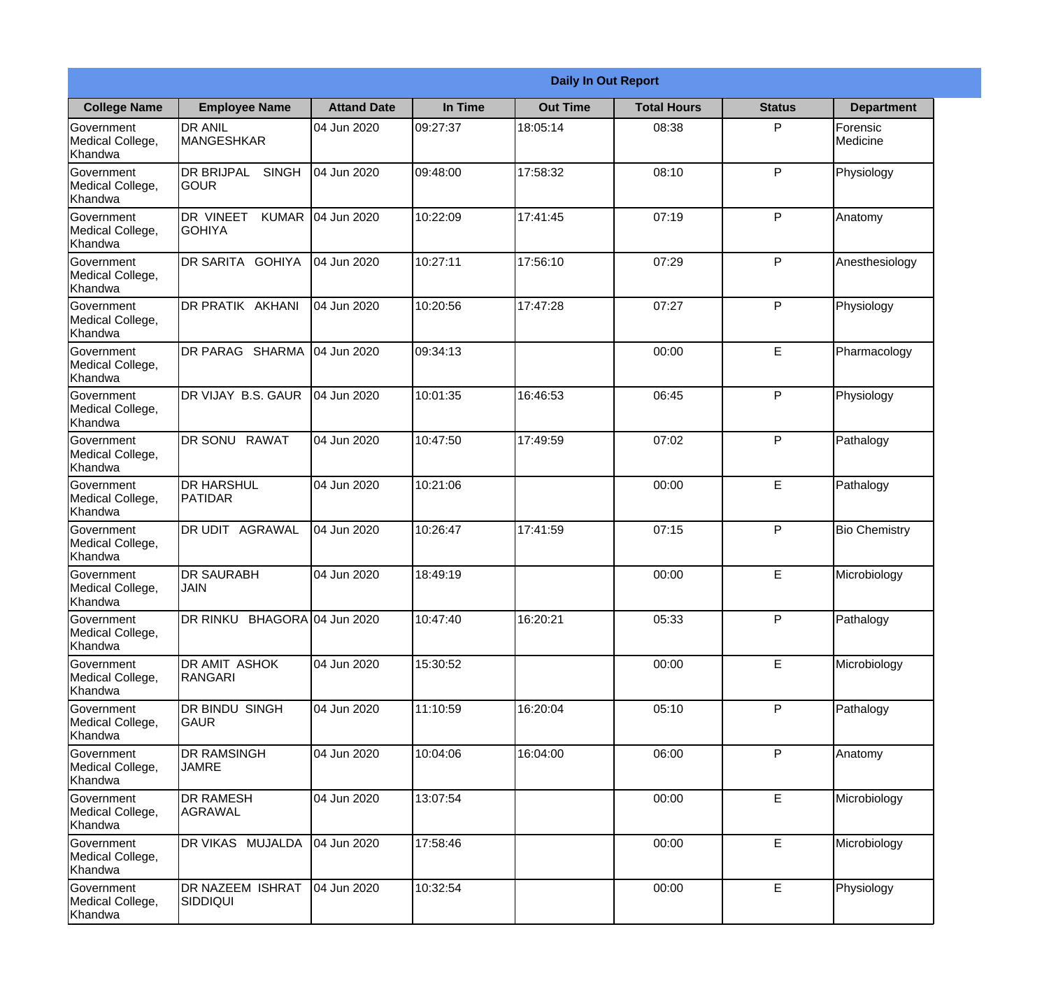| Daily In Out Report | | | | | | | |
|---|---|---|---|---|---|---|---|
| **College Name** | **Employee Name** | **Attand Date** | **In Time** | **Out Time** | **Total Hours** | **Status** | **Department** |
| Government Medical College, Khandwa | DR ANIL MANGESHKAR | 04 Jun 2020 | 09:27:37 | 18:05:14 | 08:38 | P | Forensic Medicine |
| Government Medical College, Khandwa | DR BRIJPAL SINGH GOUR | 04 Jun 2020 | 09:48:00 | 17:58:32 | 08:10 | P | Physiology |
| Government Medical College, Khandwa | DR VINEET KUMAR GOHIYA | 04 Jun 2020 | 10:22:09 | 17:41:45 | 07:19 | P | Anatomy |
| Government Medical College, Khandwa | DR SARITA GOHIYA | 04 Jun 2020 | 10:27:11 | 17:56:10 | 07:29 | P | Anesthesiology |
| Government Medical College, Khandwa | DR PRATIK AKHANI | 04 Jun 2020 | 10:20:56 | 17:47:28 | 07:27 | P | Physiology |
| Government Medical College, Khandwa | DR PARAG SHARMA | 04 Jun 2020 | 09:34:13 | | 00:00 | E | Pharmacology |
| Government Medical College, Khandwa | DR VIJAY B.S. GAUR | 04 Jun 2020 | 10:01:35 | 16:46:53 | 06:45 | P | Physiology |
| Government Medical College, Khandwa | DR SONU RAWAT | 04 Jun 2020 | 10:47:50 | 17:49:59 | 07:02 | P | Pathalogy |
| Government Medical College, Khandwa | DR HARSHUL PATIDAR | 04 Jun 2020 | 10:21:06 | | 00:00 | E | Pathalogy |
| Government Medical College, Khandwa | DR UDIT AGRAWAL | 04 Jun 2020 | 10:26:47 | 17:41:59 | 07:15 | P | Bio Chemistry |
| Government Medical College, Khandwa | DR SAURABH JAIN | 04 Jun 2020 | 18:49:19 | | 00:00 | E | Microbiology |
| Government Medical College, Khandwa | DR RINKU BHAGORA | 04 Jun 2020 | 10:47:40 | 16:20:21 | 05:33 | P | Pathalogy |
| Government Medical College, Khandwa | DR AMIT ASHOK RANGARI | 04 Jun 2020 | 15:30:52 | | 00:00 | E | Microbiology |
| Government Medical College, Khandwa | DR BINDU SINGH GAUR | 04 Jun 2020 | 11:10:59 | 16:20:04 | 05:10 | P | Pathalogy |
| Government Medical College, Khandwa | DR RAMSINGH JAMRE | 04 Jun 2020 | 10:04:06 | 16:04:00 | 06:00 | P | Anatomy |
| Government Medical College, Khandwa | DR RAMESH AGRAWAL | 04 Jun 2020 | 13:07:54 | | 00:00 | E | Microbiology |
| Government Medical College, Khandwa | DR VIKAS MUJALDA | 04 Jun 2020 | 17:58:46 | | 00:00 | E | Microbiology |
| Government Medical College, Khandwa | DR NAZEEM ISHRAT SIDDIQUI | 04 Jun 2020 | 10:32:54 | | 00:00 | E | Physiology |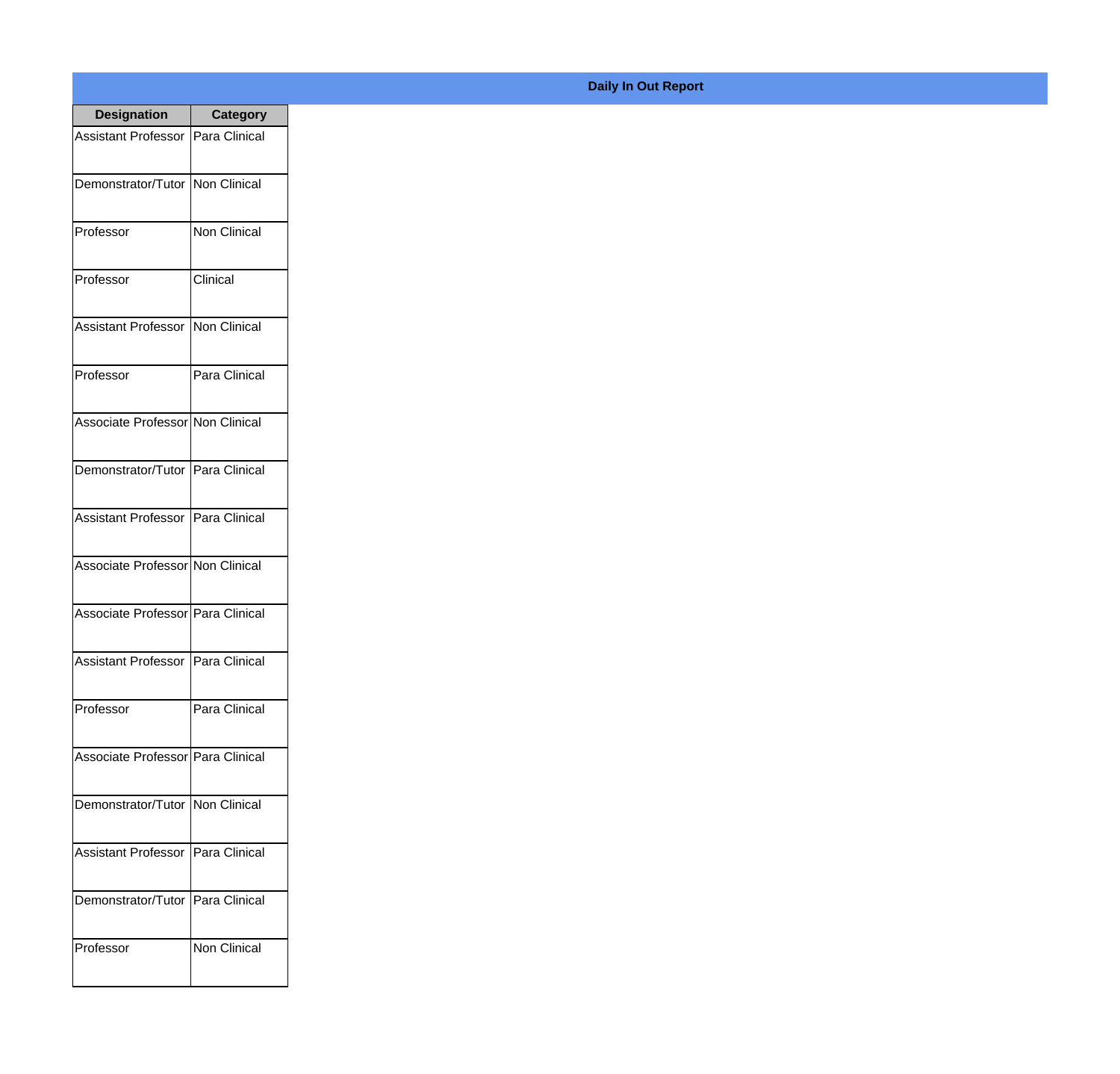**Daily In Out Report**

| Designation | Category |
|---|---|
| Assistant Professor | Para Clinical |
| Demonstrator/Tutor | Non Clinical |
| Professor | Non Clinical |
| Professor | Clinical |
| Assistant Professor | Non Clinical |
| Professor | Para Clinical |
| Associate Professor | Non Clinical |
| Demonstrator/Tutor | Para Clinical |
| Assistant Professor | Para Clinical |
| Associate Professor | Non Clinical |
| Associate Professor | Para Clinical |
| Assistant Professor | Para Clinical |
| Professor | Para Clinical |
| Associate Professor | Para Clinical |
| Demonstrator/Tutor | Non Clinical |
| Assistant Professor | Para Clinical |
| Demonstrator/Tutor | Para Clinical |
| Professor | Non Clinical |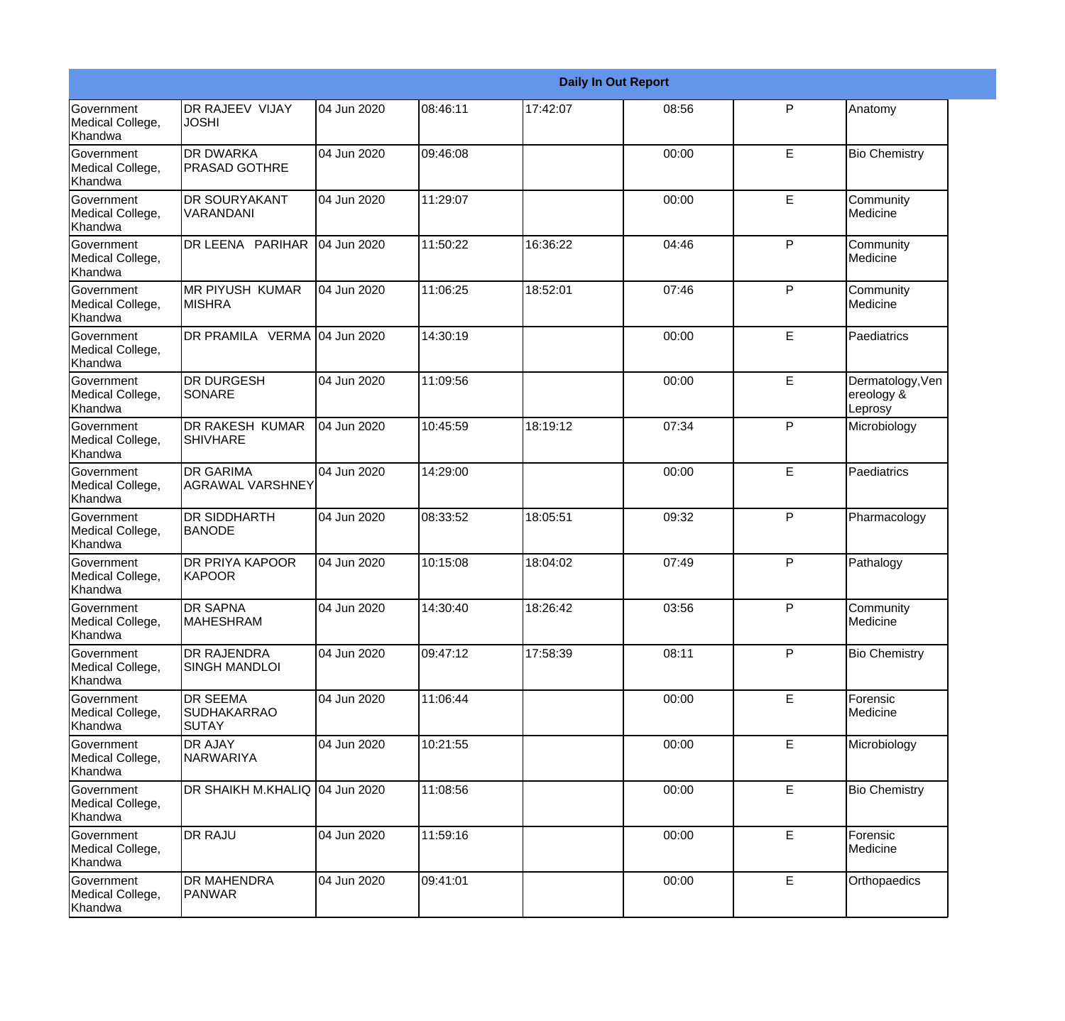| Daily In Out Report | | | | | | | |
|---|---|---|---|---|---|---|---|
| Government Medical College, Khandwa | DR RAJEEV VIJAY JOSHI | 04 Jun 2020 | 08:46:11 | 17:42:07 | 08:56 | P | Anatomy |
| Government Medical College, Khandwa | DR DWARKA PRASAD GOTHRE | 04 Jun 2020 | 09:46:08 | | 00:00 | E | Bio Chemistry |
| Government Medical College, Khandwa | DR SOURYAKANT VARANDANI | 04 Jun 2020 | 11:29:07 | | 00:00 | E | Community Medicine |
| Government Medical College, Khandwa | DR LEENA PARIHAR | 04 Jun 2020 | 11:50:22 | 16:36:22 | 04:46 | P | Community Medicine |
| Government Medical College, Khandwa | MR PIYUSH KUMAR MISHRA | 04 Jun 2020 | 11:06:25 | 18:52:01 | 07:46 | P | Community Medicine |
| Government Medical College, Khandwa | DR PRAMILA VERMA | 04 Jun 2020 | 14:30:19 | | 00:00 | E | Paediatrics |
| Government Medical College, Khandwa | DR DURGESH SONARE | 04 Jun 2020 | 11:09:56 | | 00:00 | E | Dermatology,Venereology & Leprosy |
| Government Medical College, Khandwa | DR RAKESH KUMAR SHIVHARE | 04 Jun 2020 | 10:45:59 | 18:19:12 | 07:34 | P | Microbiology |
| Government Medical College, Khandwa | DR GARIMA AGRAWAL VARSHNEY | 04 Jun 2020 | 14:29:00 | | 00:00 | E | Paediatrics |
| Government Medical College, Khandwa | DR SIDDHARTH BANODE | 04 Jun 2020 | 08:33:52 | 18:05:51 | 09:32 | P | Pharmacology |
| Government Medical College, Khandwa | DR PRIYA KAPOOR KAPOOR | 04 Jun 2020 | 10:15:08 | 18:04:02 | 07:49 | P | Pathalogy |
| Government Medical College, Khandwa | DR SAPNA MAHESHRAM | 04 Jun 2020 | 14:30:40 | 18:26:42 | 03:56 | P | Community Medicine |
| Government Medical College, Khandwa | DR RAJENDRA SINGH MANDLOI | 04 Jun 2020 | 09:47:12 | 17:58:39 | 08:11 | P | Bio Chemistry |
| Government Medical College, Khandwa | DR SEEMA SUDHAKARRAO SUTAY | 04 Jun 2020 | 11:06:44 | | 00:00 | E | Forensic Medicine |
| Government Medical College, Khandwa | DR AJAY NARWARIYA | 04 Jun 2020 | 10:21:55 | | 00:00 | E | Microbiology |
| Government Medical College, Khandwa | DR SHAIKH M.KHALIQ | 04 Jun 2020 | 11:08:56 | | 00:00 | E | Bio Chemistry |
| Government Medical College, Khandwa | DR RAJU | 04 Jun 2020 | 11:59:16 | | 00:00 | E | Forensic Medicine |
| Government Medical College, Khandwa | DR MAHENDRA PANWAR | 04 Jun 2020 | 09:41:01 | | 00:00 | E | Orthopaedics |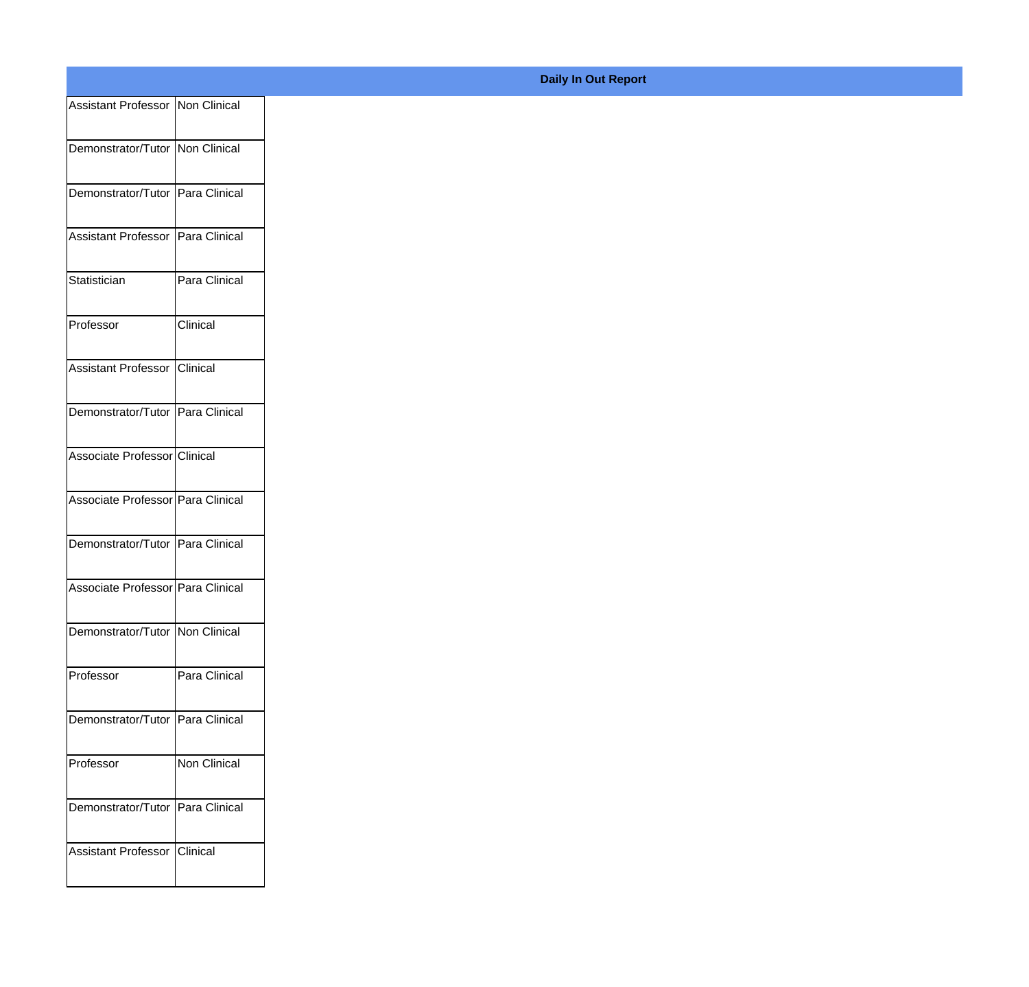**Daily In Out Report**

| | |
|---|---|
| Assistant Professor | Non Clinical |
| Demonstrator/Tutor | Non Clinical |
| Demonstrator/Tutor | Para Clinical |
| Assistant Professor | Para Clinical |
| Statistician | Para Clinical |
| Professor | Clinical |
| Assistant Professor | Clinical |
| Demonstrator/Tutor | Para Clinical |
| Associate Professor | Clinical |
| Associate Professor | Para Clinical |
| Demonstrator/Tutor | Para Clinical |
| Associate Professor | Para Clinical |
| Demonstrator/Tutor | Non Clinical |
| Professor | Para Clinical |
| Demonstrator/Tutor | Para Clinical |
| Professor | Non Clinical |
| Demonstrator/Tutor | Para Clinical |
| Assistant Professor | Clinical |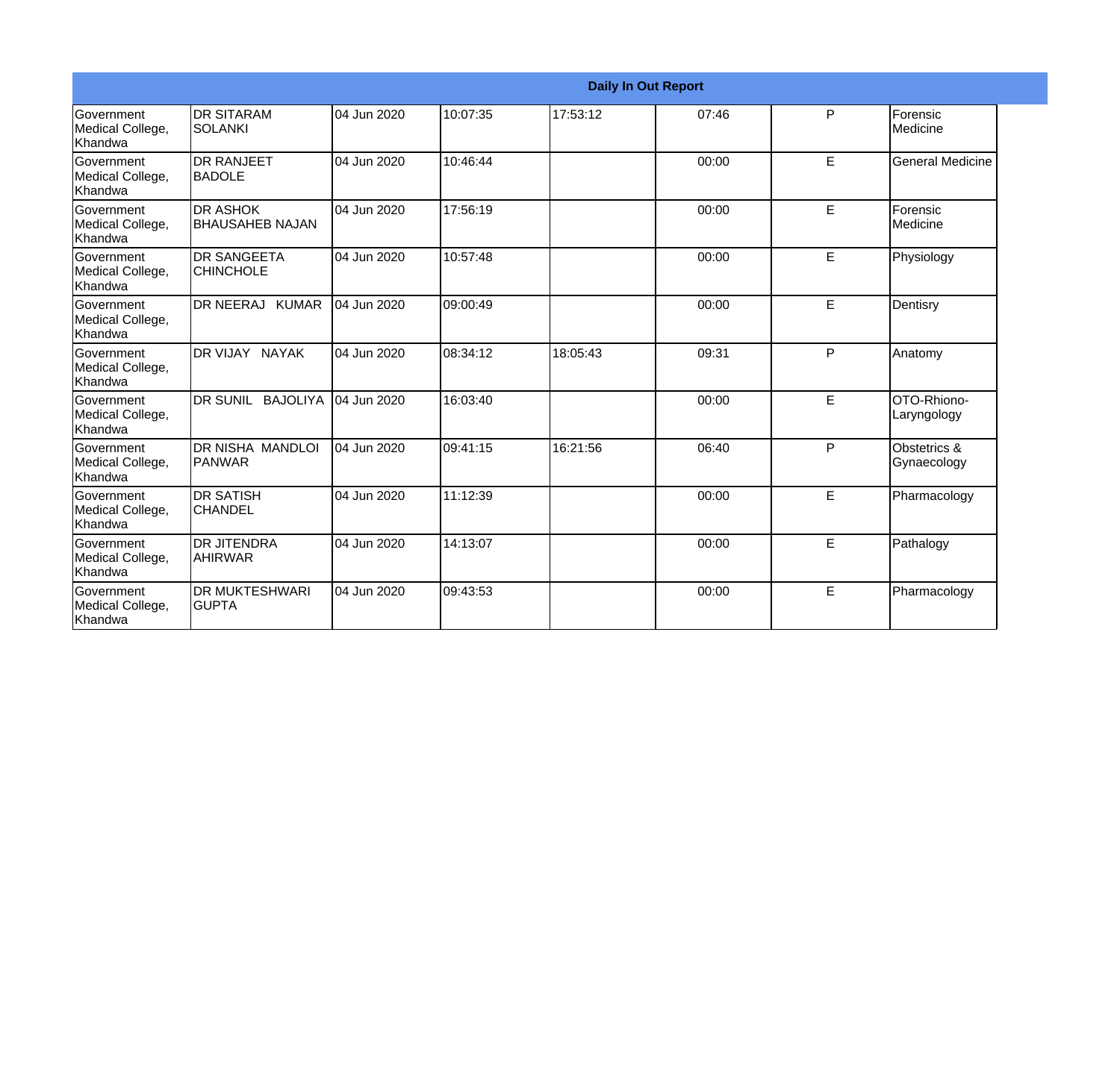| Daily In Out Report | | | | | | | |
|---|---|---|---|---|---|---|---|
| Government Medical College, Khandwa | DR SITARAM SOLANKI | 04 Jun 2020 | 10:07:35 | 17:53:12 | 07:46 | P | Forensic Medicine |
| Government Medical College, Khandwa | DR RANJEET BADOLE | 04 Jun 2020 | 10:46:44 | | 00:00 | E | General Medicine |
| Government Medical College, Khandwa | DR ASHOK BHAUSAHEB NAJAN | 04 Jun 2020 | 17:56:19 | | 00:00 | E | Forensic Medicine |
| Government Medical College, Khandwa | DR SANGEETA CHINCHOLE | 04 Jun 2020 | 10:57:48 | | 00:00 | E | Physiology |
| Government Medical College, Khandwa | DR NEERAJ KUMAR | 04 Jun 2020 | 09:00:49 | | 00:00 | E | Dentisry |
| Government Medical College, Khandwa | DR VIJAY NAYAK | 04 Jun 2020 | 08:34:12 | 18:05:43 | 09:31 | P | Anatomy |
| Government Medical College, Khandwa | DR SUNIL BAJOLIYA | 04 Jun 2020 | 16:03:40 | | 00:00 | E | OTO-Rhiono-Laryngology |
| Government Medical College, Khandwa | DR NISHA MANDLOI PANWAR | 04 Jun 2020 | 09:41:15 | 16:21:56 | 06:40 | P | Obstetrics & Gynaecology |
| Government Medical College, Khandwa | DR SATISH CHANDEL | 04 Jun 2020 | 11:12:39 | | 00:00 | E | Pharmacology |
| Government Medical College, Khandwa | DR JITENDRA AHIRWAR | 04 Jun 2020 | 14:13:07 | | 00:00 | E | Pathalogy |
| Government Medical College, Khandwa | DR MUKTESHWARI GUPTA | 04 Jun 2020 | 09:43:53 | | 00:00 | E | Pharmacology |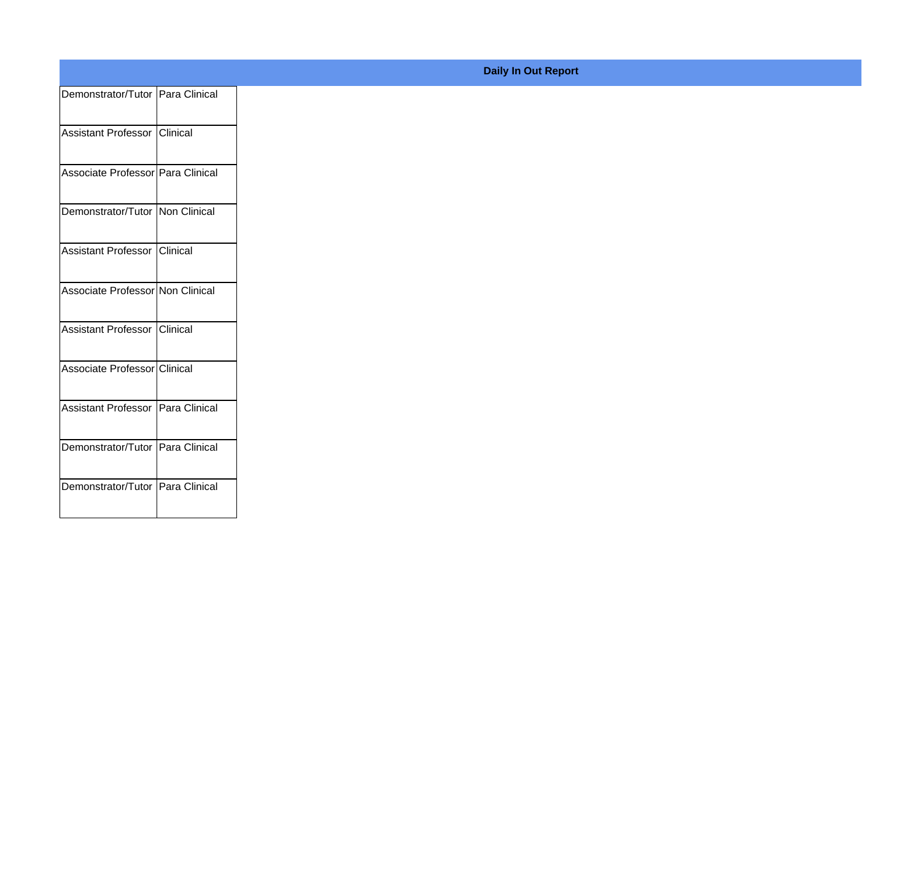**Daily In Out Report**

| | |
|---|---|
| Demonstrator/Tutor | Para Clinical |
| Assistant Professor | Clinical |
| Associate Professor | Para Clinical |
| Demonstrator/Tutor | Non Clinical |
| Assistant Professor | Clinical |
| Associate Professor | Non Clinical |
| Assistant Professor | Clinical |
| Associate Professor | Clinical |
| Assistant Professor | Para Clinical |
| Demonstrator/Tutor | Para Clinical |
| Demonstrator/Tutor | Para Clinical |